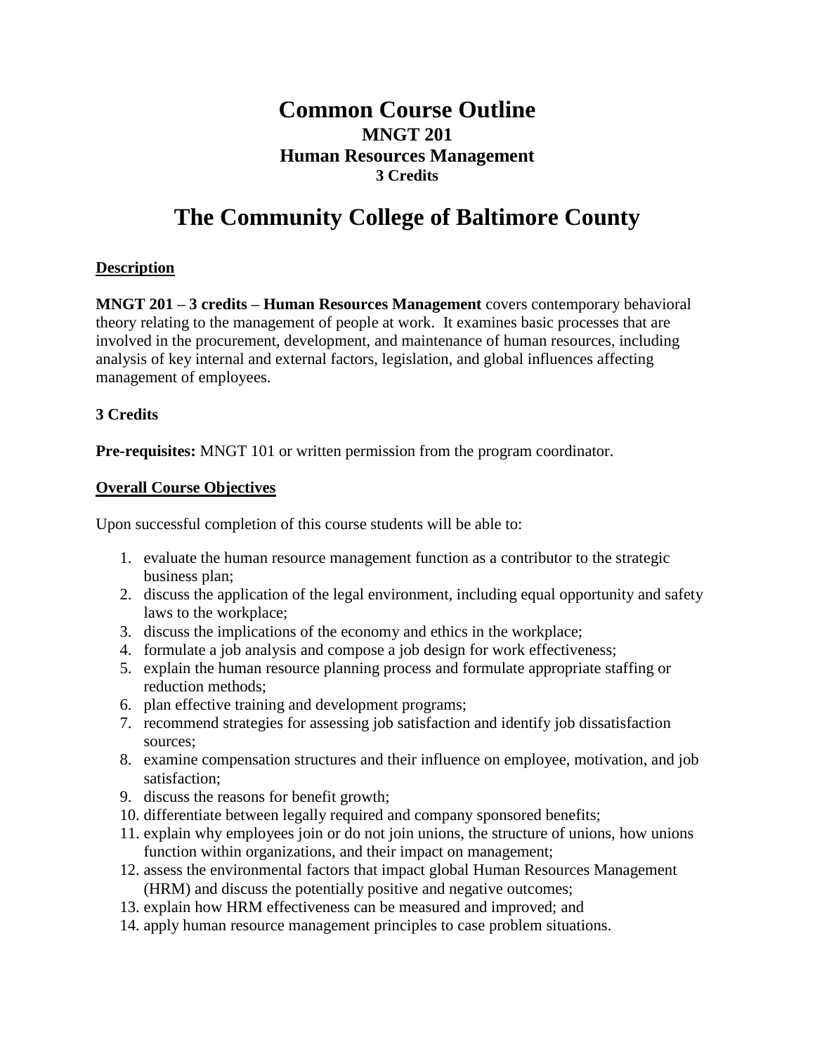# Common Course Outline
## MNGT 201
## Human Resources Management
### 3 Credits

# The Community College of Baltimore County

**Description**

**MNGT 201 – 3 credits – Human Resources Management** covers contemporary behavioral theory relating to the management of people at work. It examines basic processes that are involved in the procurement, development, and maintenance of human resources, including analysis of key internal and external factors, legislation, and global influences affecting management of employees.

**3 Credits**

**Pre-requisites:** MNGT 101 or written permission from the program coordinator.

**Overall Course Objectives**

Upon successful completion of this course students will be able to:

1. evaluate the human resource management function as a contributor to the strategic business plan;
2. discuss the application of the legal environment, including equal opportunity and safety laws to the workplace;
3. discuss the implications of the economy and ethics in the workplace;
4. formulate a job analysis and compose a job design for work effectiveness;
5. explain the human resource planning process and formulate appropriate staffing or reduction methods;
6. plan effective training and development programs;
7. recommend strategies for assessing job satisfaction and identify job dissatisfaction sources;
8. examine compensation structures and their influence on employee, motivation, and job satisfaction;
9. discuss the reasons for benefit growth;
10. differentiate between legally required and company sponsored benefits;
11. explain why employees join or do not join unions, the structure of unions, how unions function within organizations, and their impact on management;
12. assess the environmental factors that impact global Human Resources Management (HRM) and discuss the potentially positive and negative outcomes;
13. explain how HRM effectiveness can be measured and improved; and
14. apply human resource management principles to case problem situations.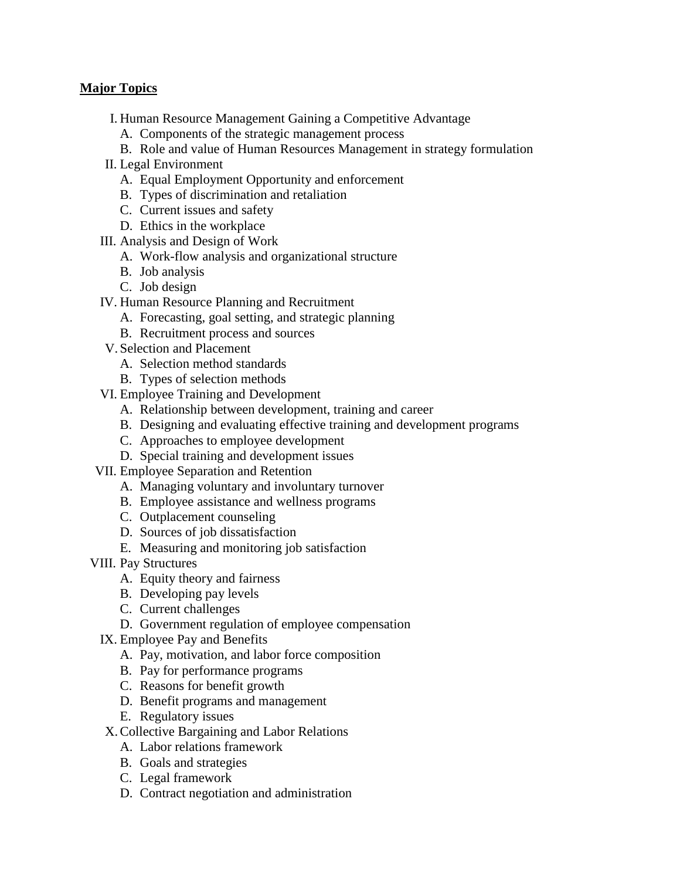**<u>Major Topics</u>**

I. Human Resource Management Gaining a Competitive Advantage
   A. Components of the strategic management process
   B. Role and value of Human Resources Management in strategy formulation

II. Legal Environment
   A. Equal Employment Opportunity and enforcement
   B. Types of discrimination and retaliation
   C. Current issues and safety
   D. Ethics in the workplace

III. Analysis and Design of Work
   A. Work-flow analysis and organizational structure
   B. Job analysis
   C. Job design

IV. Human Resource Planning and Recruitment
   A. Forecasting, goal setting, and strategic planning
   B. Recruitment process and sources

V. Selection and Placement
   A. Selection method standards
   B. Types of selection methods

VI. Employee Training and Development
   A. Relationship between development, training and career
   B. Designing and evaluating effective training and development programs
   C. Approaches to employee development
   D. Special training and development issues

VII. Employee Separation and Retention
   A. Managing voluntary and involuntary turnover
   B. Employee assistance and wellness programs
   C. Outplacement counseling
   D. Sources of job dissatisfaction
   E. Measuring and monitoring job satisfaction

VIII. Pay Structures
   A. Equity theory and fairness
   B. Developing pay levels
   C. Current challenges
   D. Government regulation of employee compensation

IX. Employee Pay and Benefits
   A. Pay, motivation, and labor force composition
   B. Pay for performance programs
   C. Reasons for benefit growth
   D. Benefit programs and management
   E. Regulatory issues

X. Collective Bargaining and Labor Relations
   A. Labor relations framework
   B. Goals and strategies
   C. Legal framework
   D. Contract negotiation and administration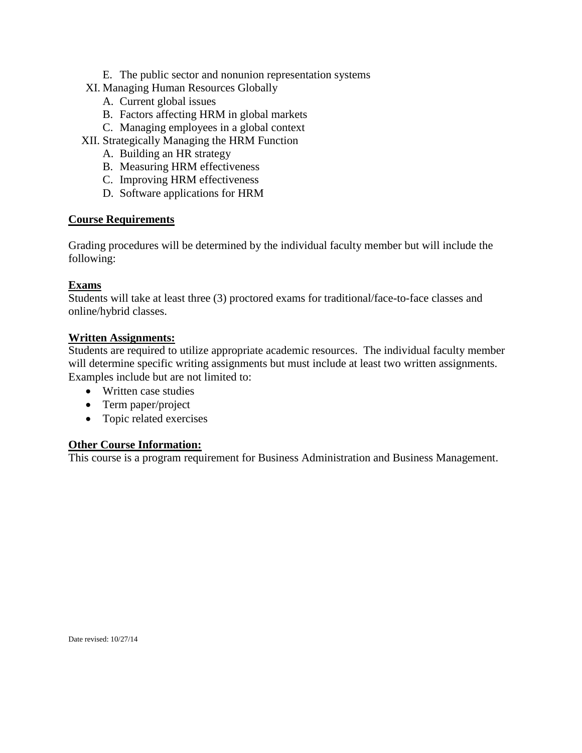E. The public sector and nonunion representation systems

XI. Managing Human Resources Globally
   A. Current global issues
   B. Factors affecting HRM in global markets
   C. Managing employees in a global context

XII. Strategically Managing the HRM Function
   A. Building an HR strategy
   B. Measuring HRM effectiveness
   C. Improving HRM effectiveness
   D. Software applications for HRM

**Course Requirements**

Grading procedures will be determined by the individual faculty member but will include the following:

**Exams**

Students will take at least three (3) proctored exams for traditional/face-to-face classes and online/hybrid classes.

**Written Assignments:**

Students are required to utilize appropriate academic resources. The individual faculty member will determine specific writing assignments but must include at least two written assignments. Examples include but are not limited to:

- Written case studies
- Term paper/project
- Topic related exercises

**Other Course Information:**

This course is a program requirement for Business Administration and Business Management.

Date revised: 10/27/14